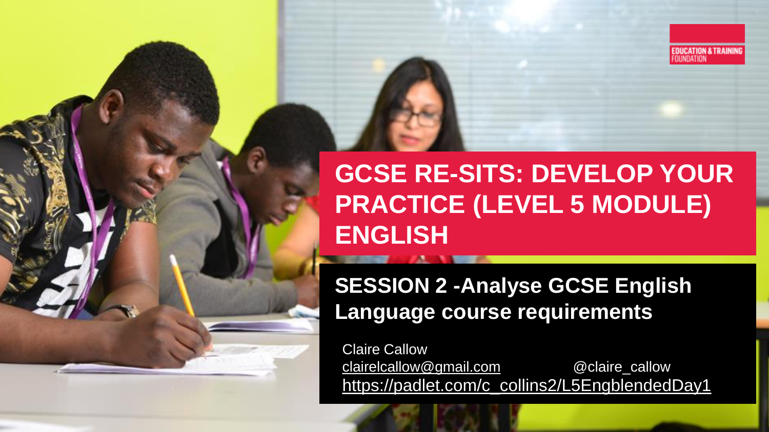EDUCATION & TRAINING FOUNDATION

# GCSE RE-SITS: DEVELOP YOUR PRACTICE (LEVEL 5 MODULE) ENGLISH

## SESSION 2 -Analyse GCSE English Language course requirements

Claire Callow

clairelcallow@gmail.com @claire_callow

https://padlet.com/c_collins2/L5EngblendedDay1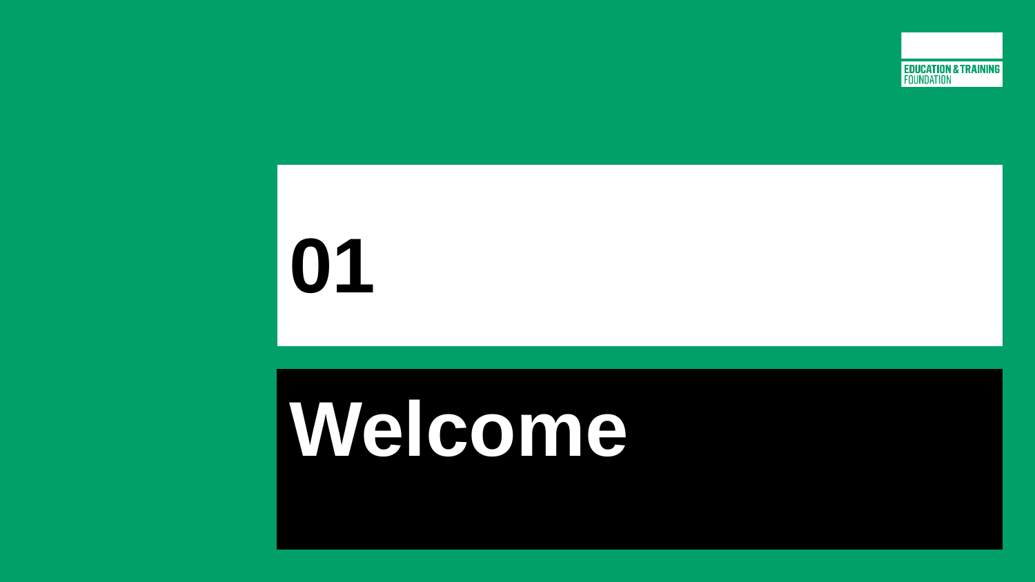# 01

# Welcome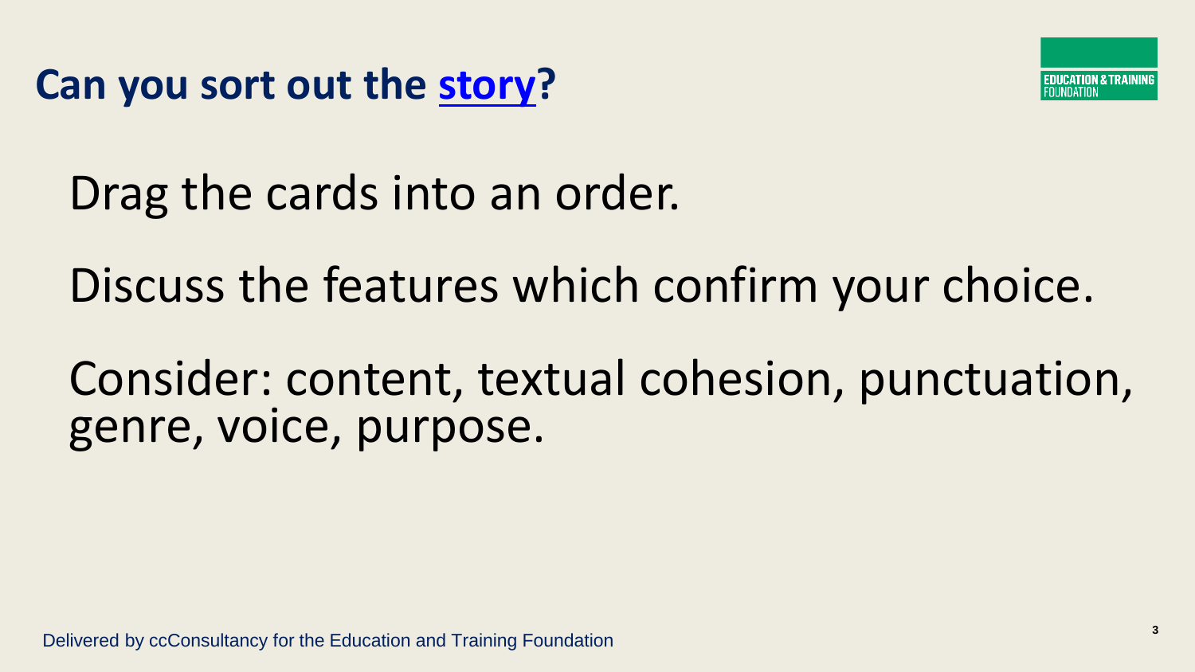# Can you sort out the story?

Drag the cards into an order.

Discuss the features which confirm your choice.

Consider: content, textual cohesion, punctuation, genre, voice, purpose.

Delivered by ccConsultancy for the Education and Training Foundation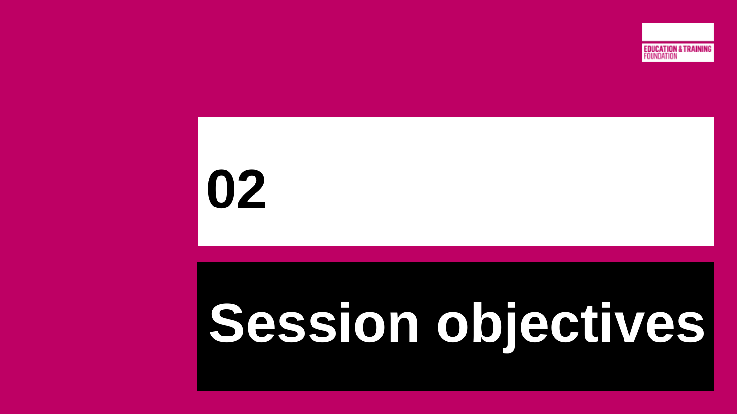# 02

# Session objectives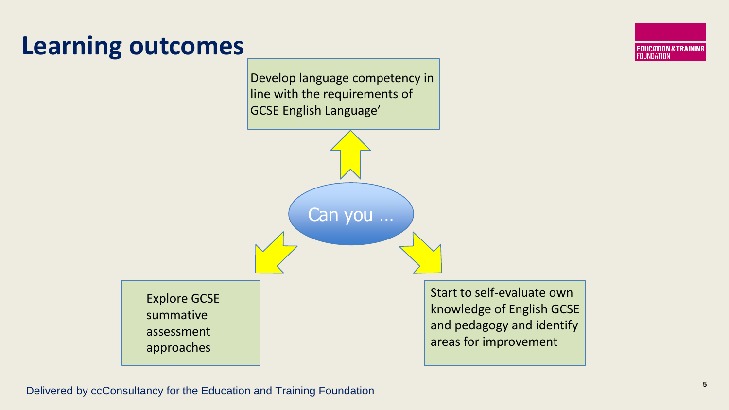# Learning outcomes

Can you …

- Develop language competency in line with the requirements of GCSE English Language’
- Explore GCSE summative assessment approaches
- Start to self-evaluate own knowledge of English GCSE and pedagogy and identify areas for improvement

Delivered by ccConsultancy for the Education and Training Foundation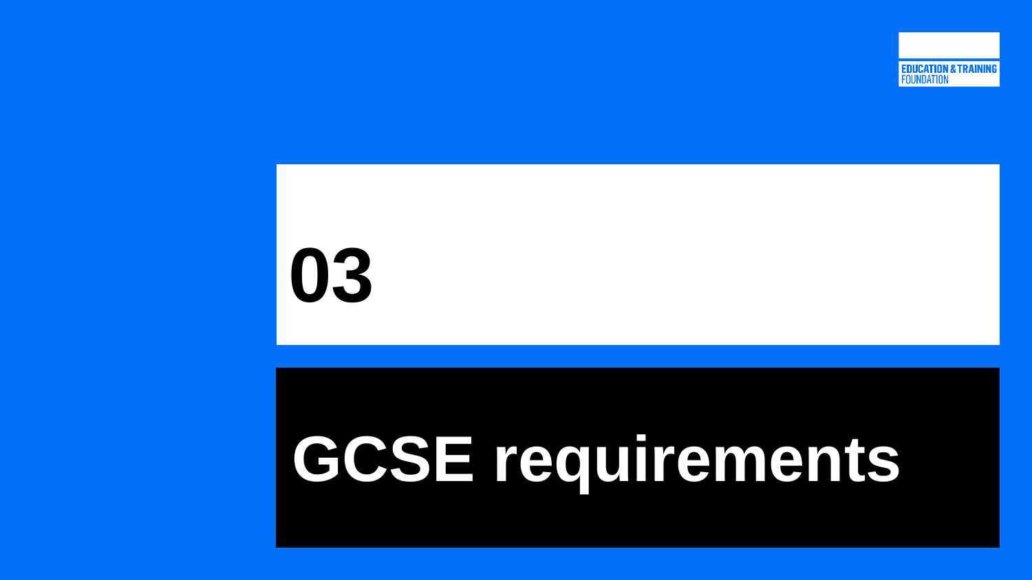# 03

# GCSE requirements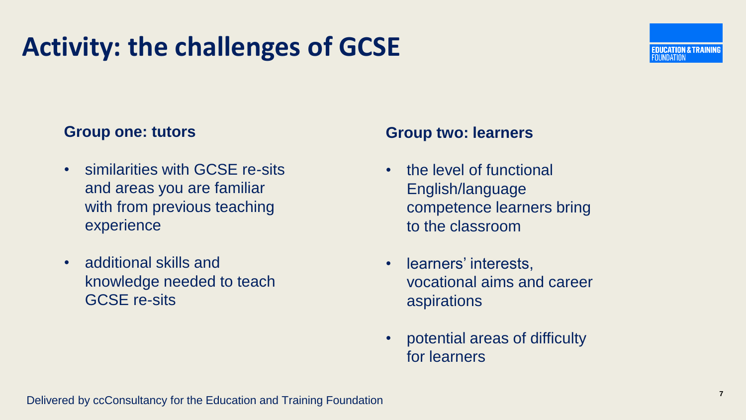# Activity: the challenges of GCSE

**Group one: tutors**

- similarities with GCSE re-sits and areas you are familiar with from previous teaching experience
- additional skills and knowledge needed to teach GCSE re-sits

**Group two: learners**

- the level of functional English/language competence learners bring to the classroom
- learners' interests, vocational aims and career aspirations
- potential areas of difficulty for learners

Delivered by ccConsultancy for the Education and Training Foundation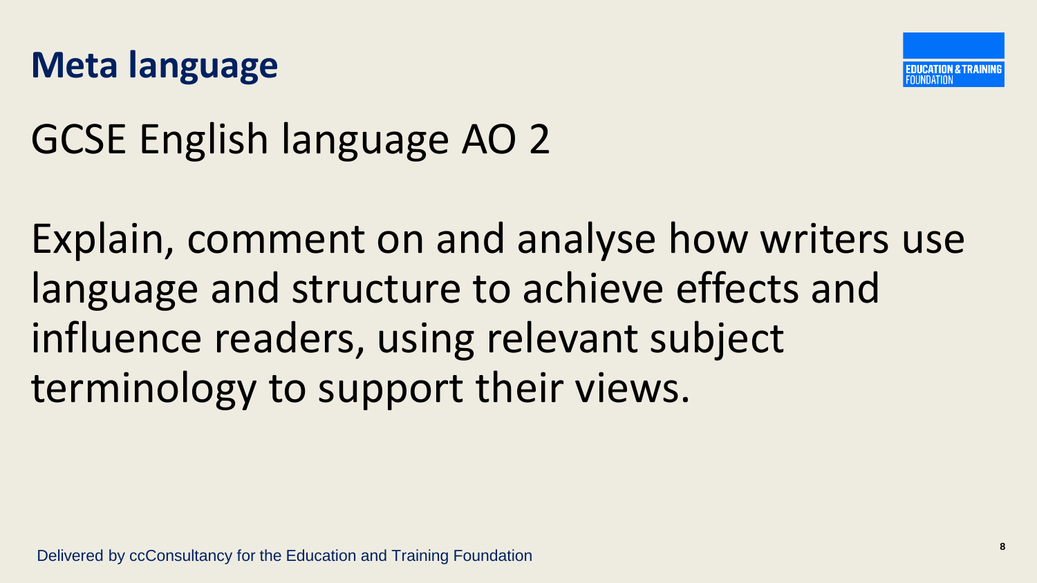# Meta language

GCSE English language AO 2

Explain, comment on and analyse how writers use language and structure to achieve effects and influence readers, using relevant subject terminology to support their views.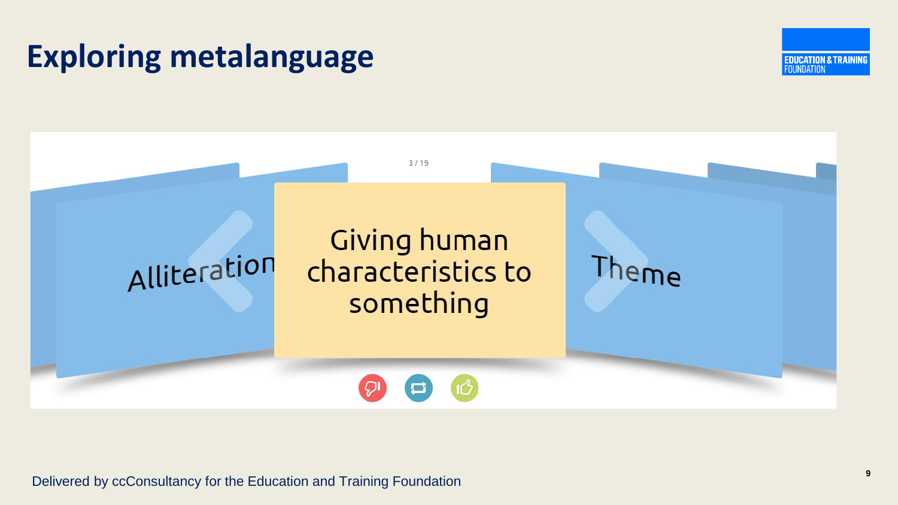# Exploring metalanguage

3 / 19

Alliteration

Giving human characteristics to something

Theme

Delivered by ccConsultancy for the Education and Training Foundation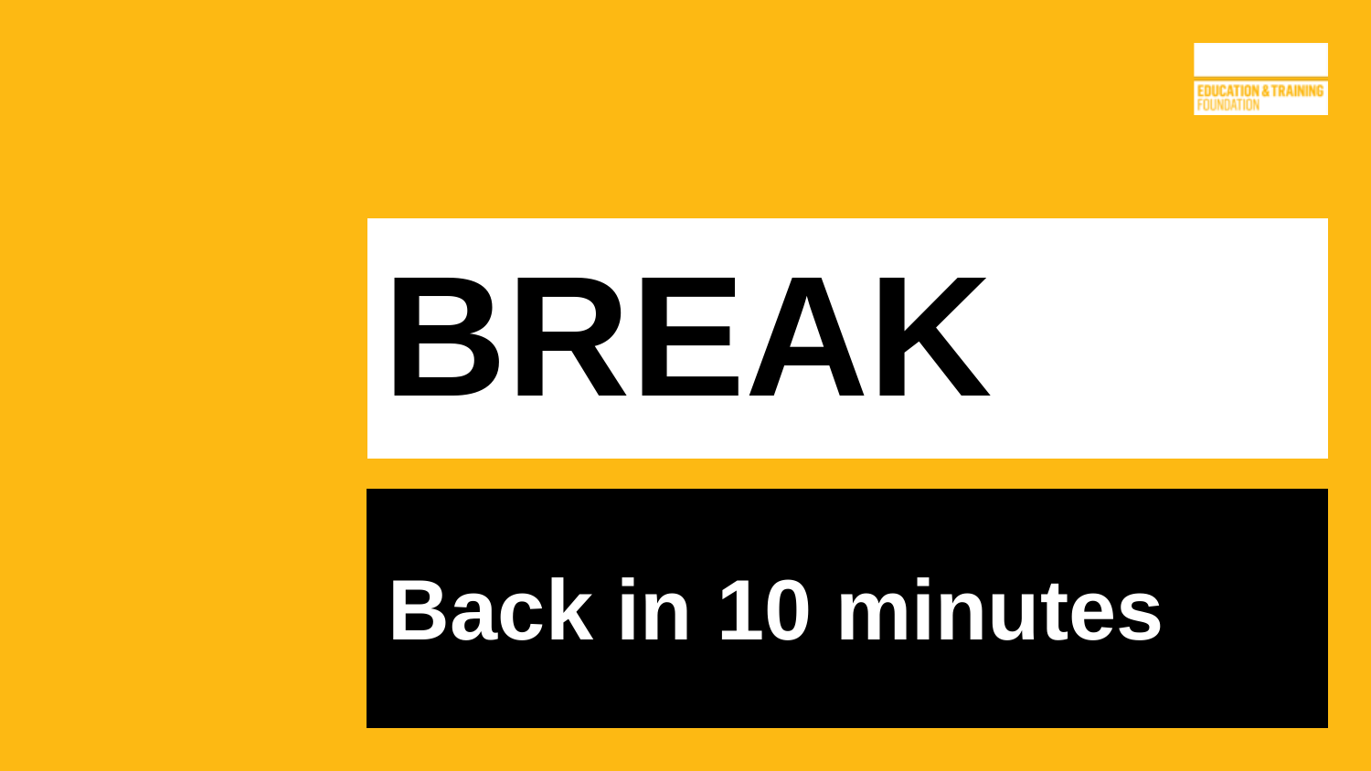# BREAK

**Back in 10 minutes**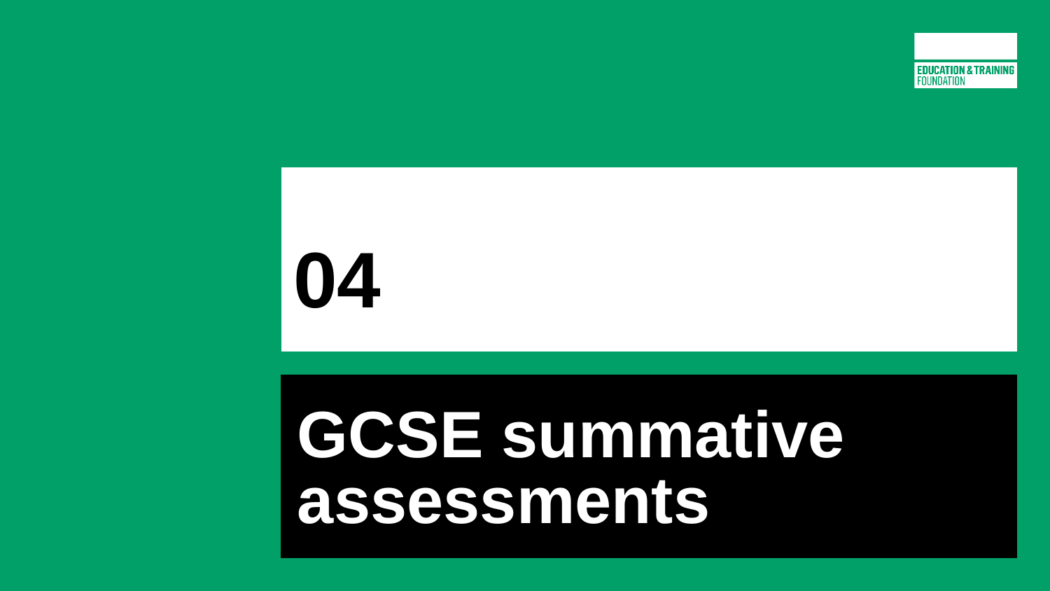# 04

# GCSE summative assessments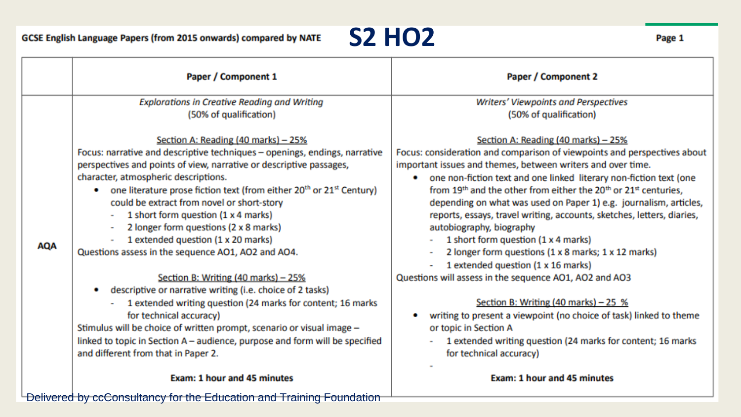# S2 HO2

GCSE English Language Papers (from 2015 onwards) compared by NATE

| | Paper / Component 1 | Paper / Component 2 |
|---|---|---|
| **AQA** | *Explorations in Creative Reading and Writing*<br>(50% of qualification)<br><br><u>Section A: Reading (40 marks) – 25%</u><br>Focus: narrative and descriptive techniques – openings, endings, narrative perspectives and points of view, narrative or descriptive passages, character, atmospheric descriptions.<br>• one literature prose fiction text (from either 20th or 21st Century) could be extract from novel or short-story<br>- 1 short form question (1 x 4 marks)<br>- 2 longer form questions (2 x 8 marks)<br>- 1 extended question (1 x 20 marks)<br>Questions assess in the sequence AO1, AO2 and AO4.<br><br><u>Section B: Writing (40 marks) – 25%</u><br>• descriptive or narrative writing (i.e. choice of 2 tasks)<br>- 1 extended writing question (24 marks for content; 16 marks for technical accuracy)<br>Stimulus will be choice of written prompt, scenario or visual image – linked to topic in Section A – audience, purpose and form will be specified and different from that in Paper 2.<br><br>**Exam: 1 hour and 45 minutes** | *Writers' Viewpoints and Perspectives*<br>(50% of qualification)<br><br><u>Section A: Reading (40 marks) – 25%</u><br>Focus: consideration and comparison of viewpoints and perspectives about important issues and themes, between writers and over time.<br>• one non-fiction text and one linked literary non-fiction text (one from 19th and the other from either the 20th or 21st centuries, depending on what was used on Paper 1) e.g. journalism, articles, reports, essays, travel writing, accounts, sketches, letters, diaries, autobiography, biography<br>- 1 short form question (1 x 4 marks)<br>- 2 longer form questions (1 x 8 marks; 1 x 12 marks)<br>- 1 extended question (1 x 16 marks)<br>Questions will assess in the sequence AO1, AO2 and AO3<br><br><u>Section B: Writing (40 marks) – 25 %</u><br>• writing to present a viewpoint (no choice of task) linked to theme or topic in Section A<br>- 1 extended writing question (24 marks for content; 16 marks for technical accuracy)<br>-<br><br>**Exam: 1 hour and 45 minutes** |

Delivered by ccConsultancy for the Education and Training Foundation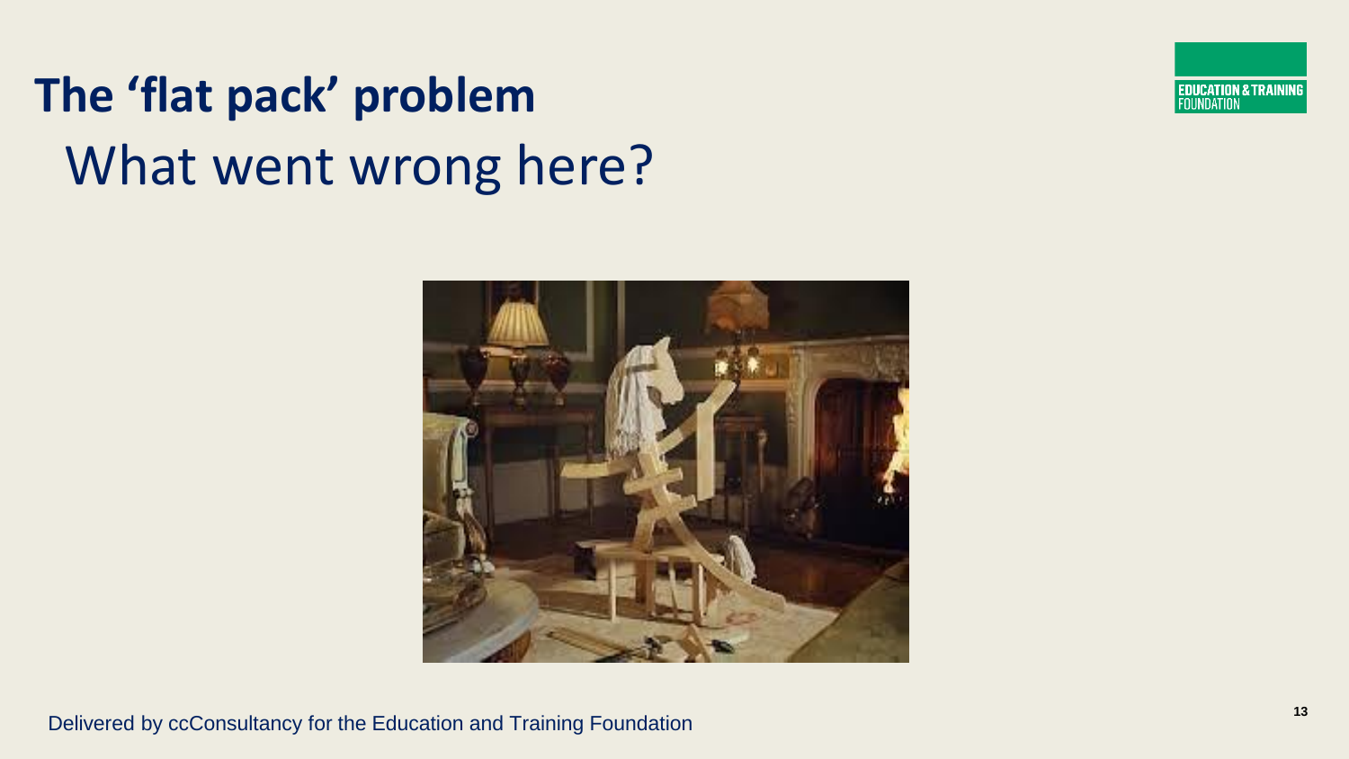# The 'flat pack' problem

## What went wrong here?

Delivered by ccConsultancy for the Education and Training Foundation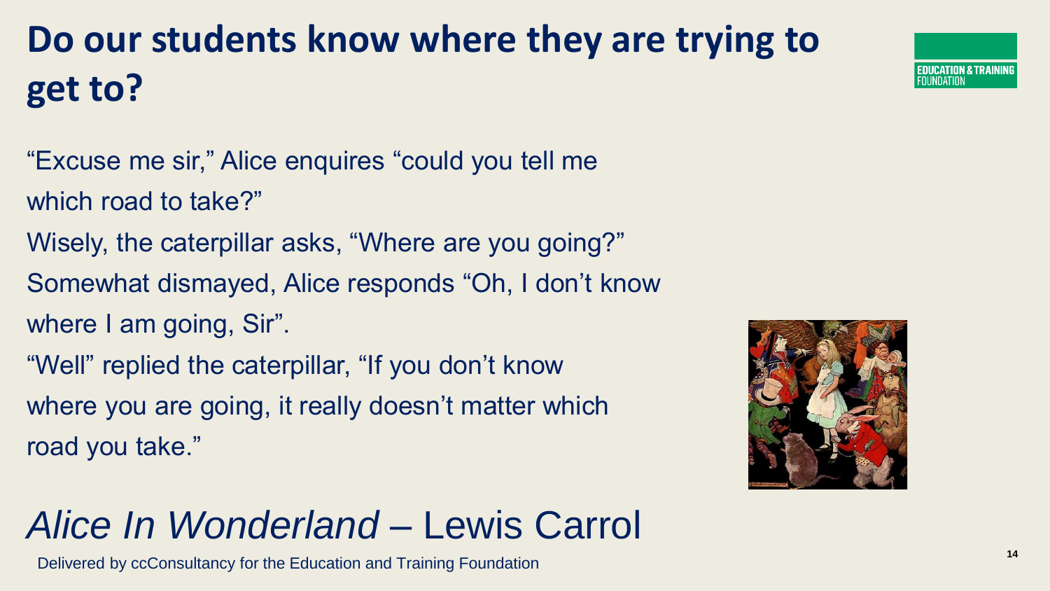# Do our students know where they are trying to get to?

"Excuse me sir," Alice enquires "could you tell me which road to take?"

Wisely, the caterpillar asks, "Where are you going?"

Somewhat dismayed, Alice responds "Oh, I don't know where I am going, Sir".

"Well" replied the caterpillar, "If you don't know where you are going, it really doesn't matter which road you take."

## *Alice In Wonderland* – Lewis Carrol

Delivered by ccConsultancy for the Education and Training Foundation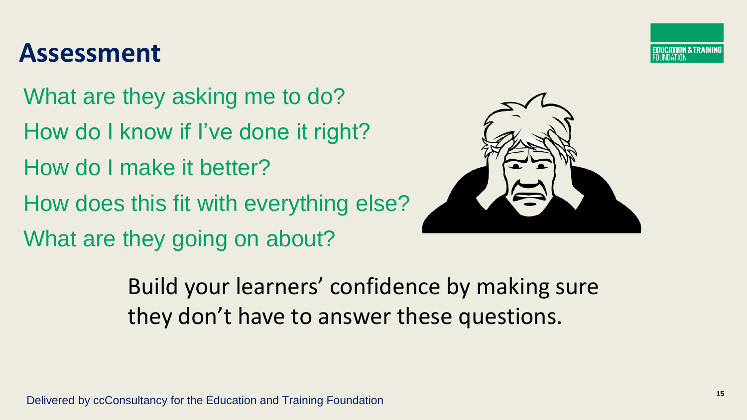# Assessment

What are they asking me to do?

How do I know if I've done it right?

How do I make it better?

How does this fit with everything else?

What are they going on about?

Build your learners' confidence by making sure they don't have to answer these questions.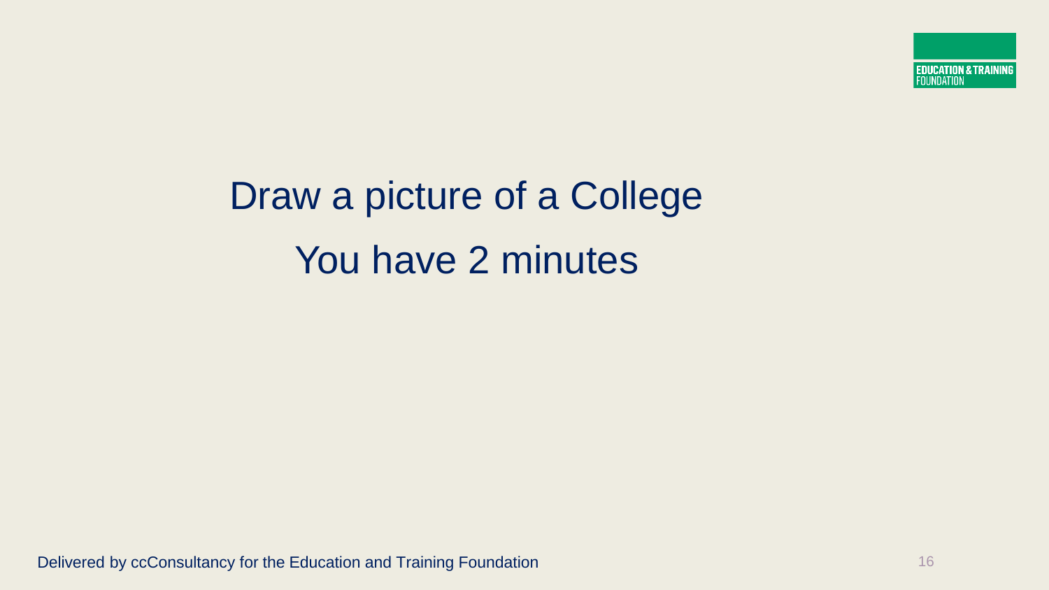Draw a picture of a College

You have 2 minutes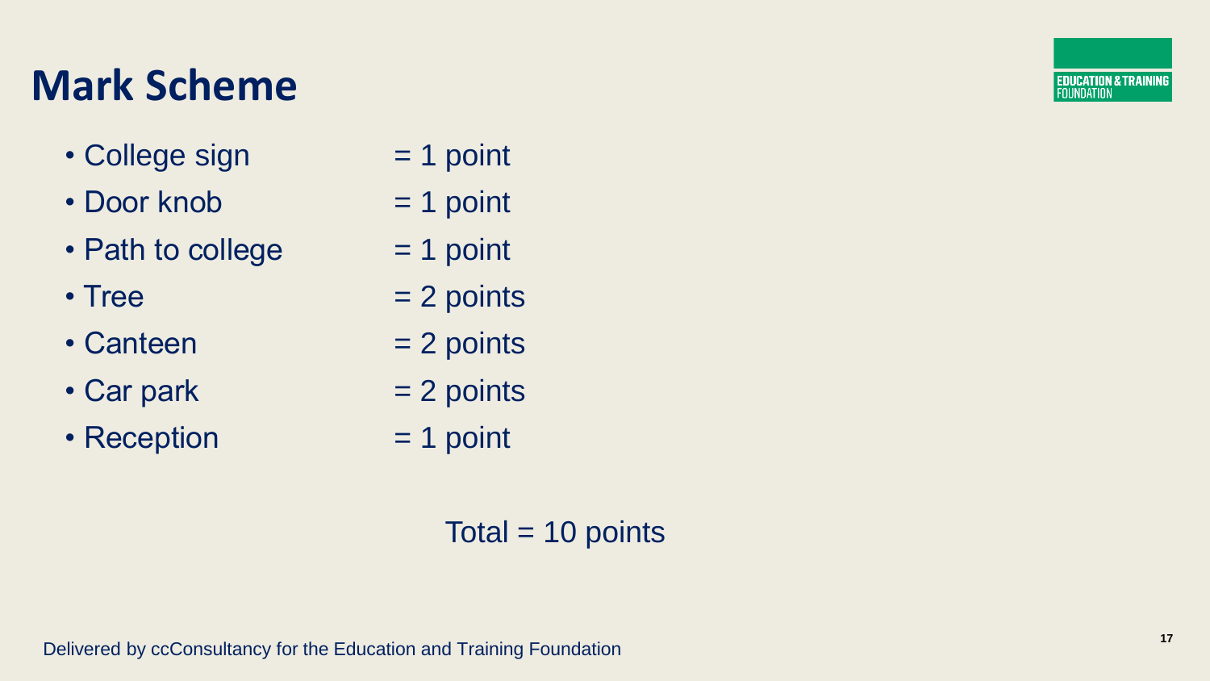# Mark Scheme

- College sign = 1 point
- Door knob = 1 point
- Path to college = 1 point
- Tree = 2 points
- Canteen = 2 points
- Car park = 2 points
- Reception = 1 point

Total = 10 points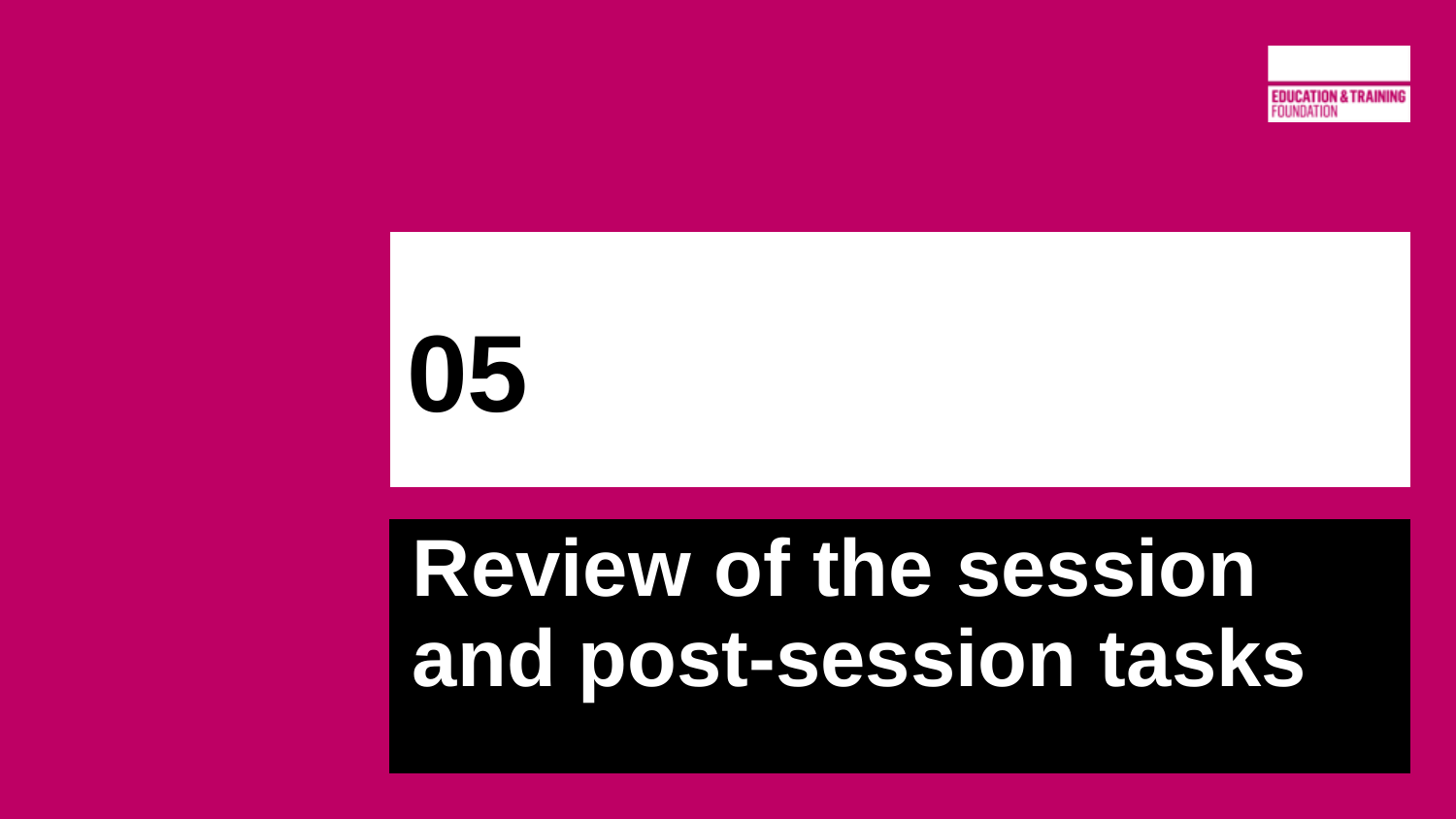# 05

# Review of the session and post-session tasks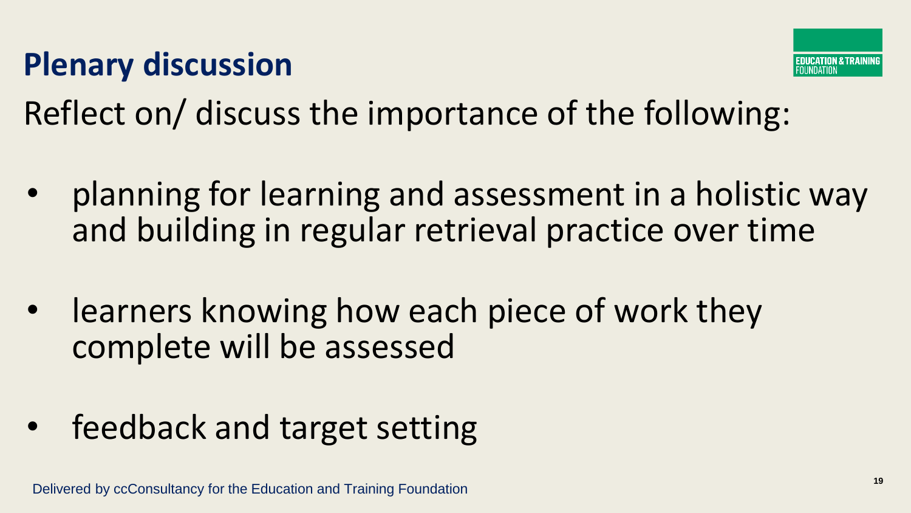## Plenary discussion

Reflect on/ discuss the importance of the following:

- planning for learning and assessment in a holistic way and building in regular retrieval practice over time
- learners knowing how each piece of work they complete will be assessed
- feedback and target setting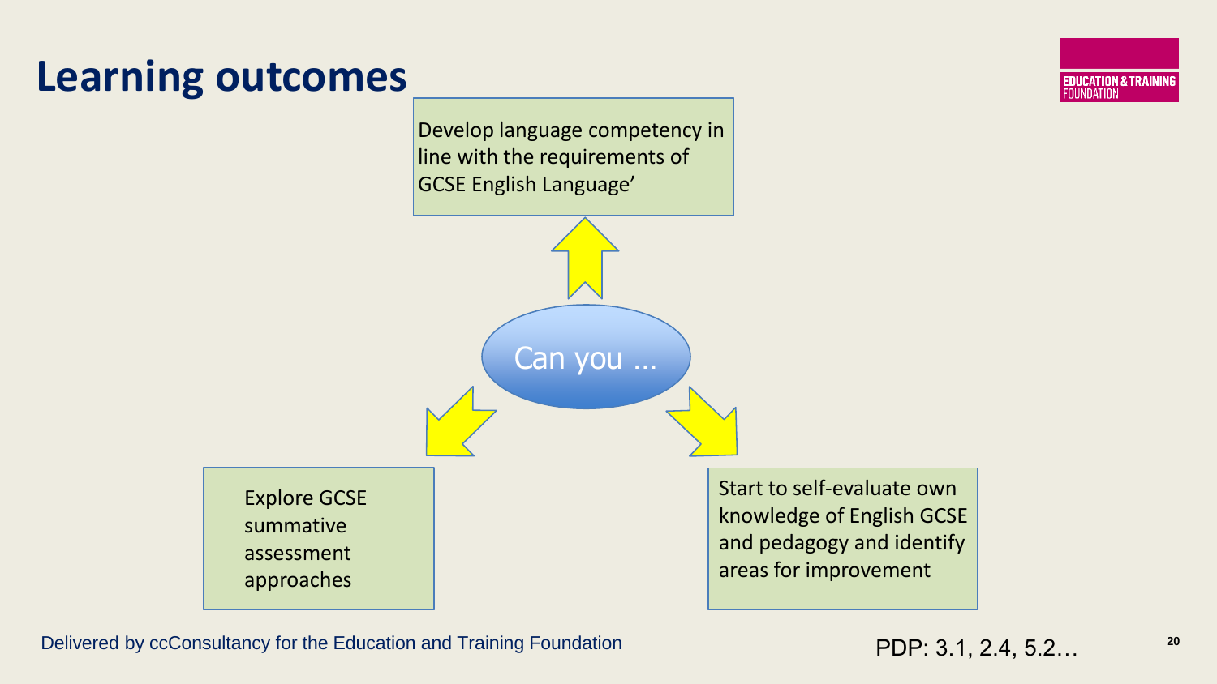# Learning outcomes

Can you …

- Develop language competency in line with the requirements of GCSE English Language’
- Explore GCSE summative assessment approaches
- Start to self-evaluate own knowledge of English GCSE and pedagogy and identify areas for improvement

Delivered by ccConsultancy for the Education and Training Foundation

PDP: 3.1, 2.4, 5.2…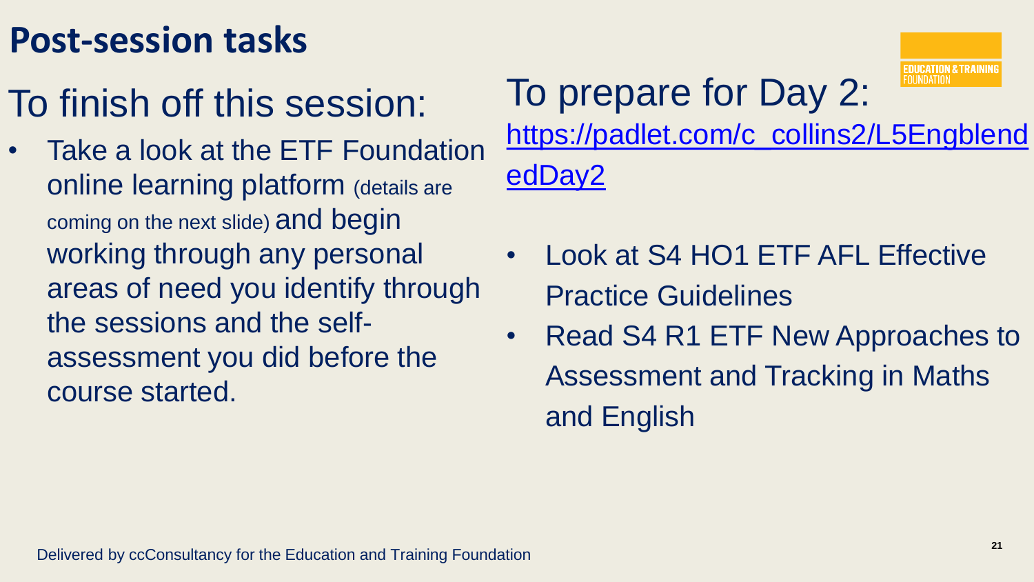# Post-session tasks

## To finish off this session:

- Take a look at the ETF Foundation online learning platform (details are coming on the next slide) and begin working through any personal areas of need you identify through the sessions and the self-assessment you did before the course started.

## To prepare for Day 2:

https://padlet.com/c_collins2/L5EngblendedDay2

- Look at S4 HO1 ETF AFL Effective Practice Guidelines
- Read S4 R1 ETF New Approaches to Assessment and Tracking in Maths and English

Delivered by ccConsultancy for the Education and Training Foundation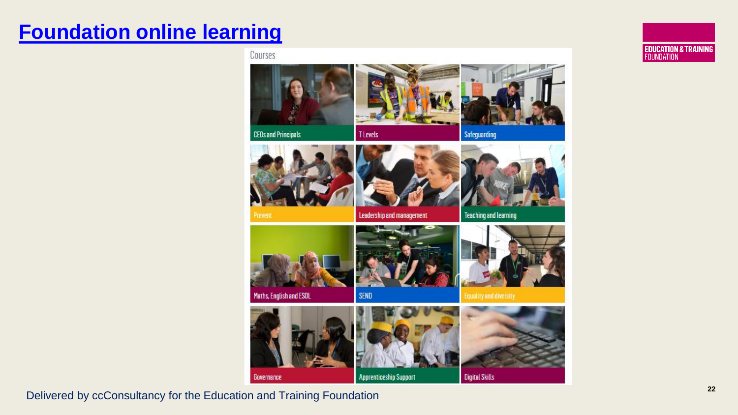# [Foundation online learning]()

Courses

- CEOs and Principals
- T Levels
- Safeguarding
- Prevent
- Leadership and management
- Teaching and learning
- Maths, English and ESOL
- SEND
- Equality and diversity
- Governance
- Apprenticeship Support
- Digital Skills

Delivered by ccConsultancy for the Education and Training Foundation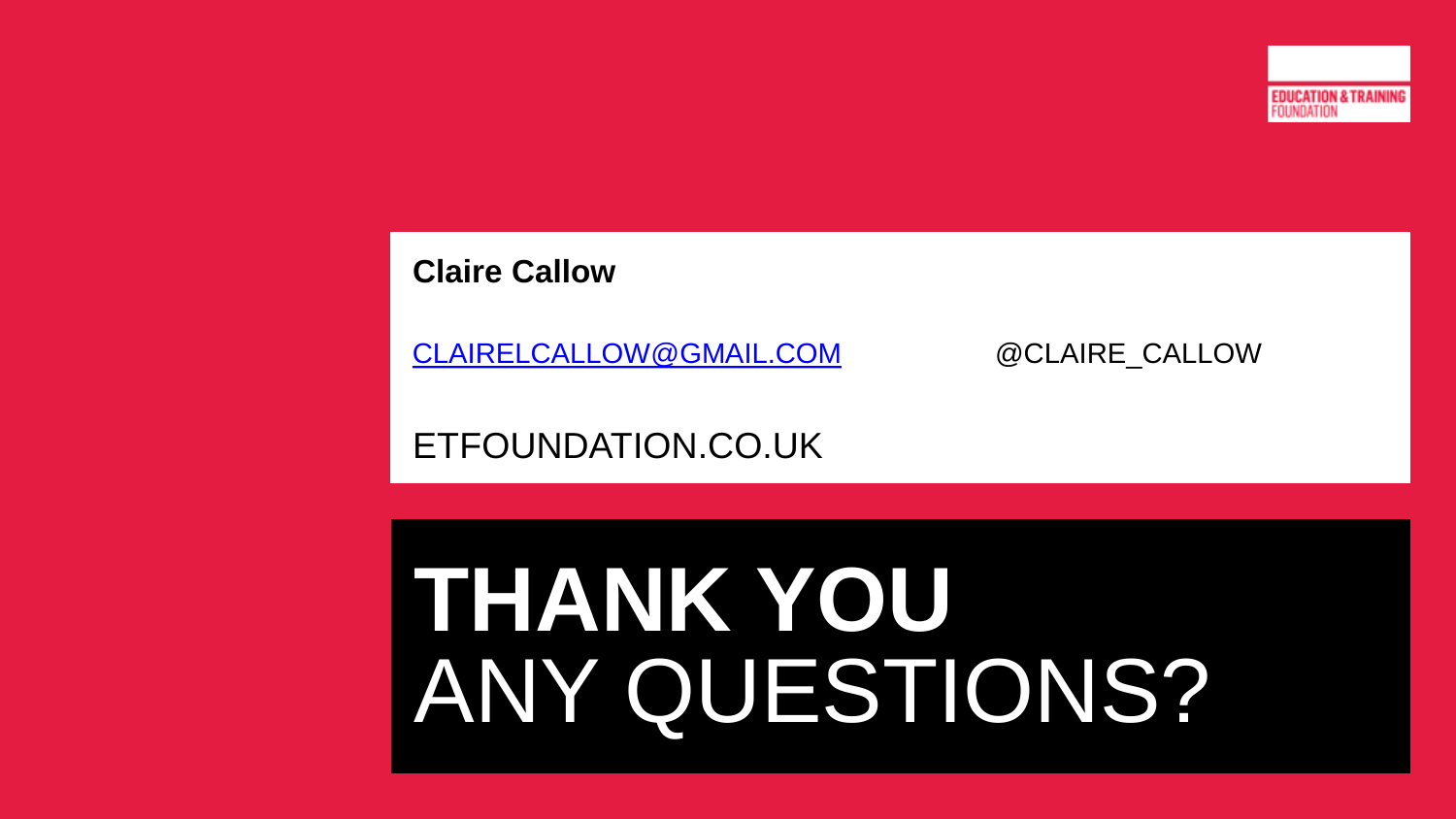EDUCATION & TRAINING FOUNDATION

**Claire Callow**

CLAIRELCALLOW@GMAIL.COM

@CLAIRE_CALLOW

ETFOUNDATION.CO.UK

# THANK YOU
# ANY QUESTIONS?